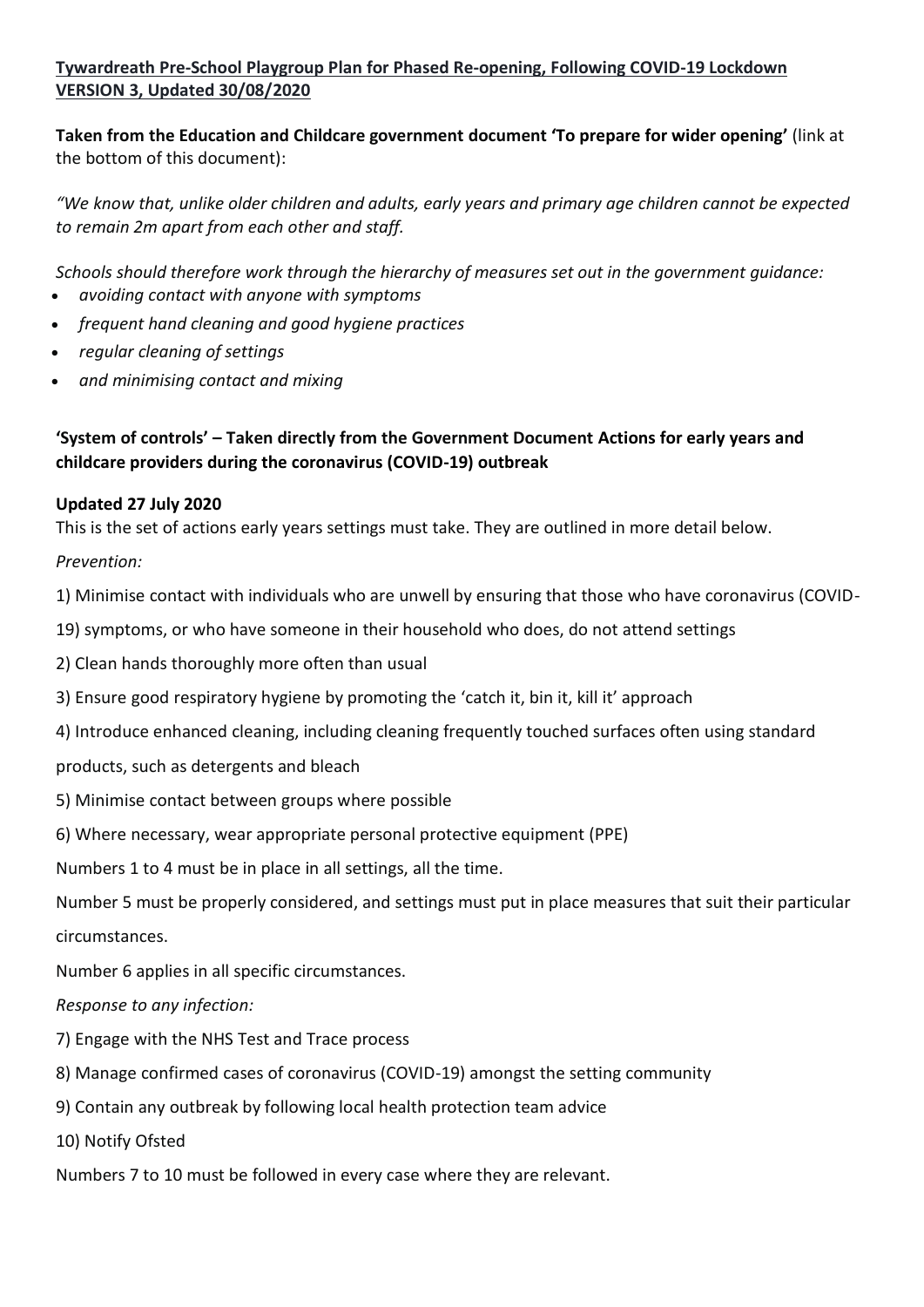**Tywardreath Pre-School Playgroup Plan for Phased Re-opening, Following COVID-19 Lockdown VERSION 3, Updated 30/08/2020**

**Taken from the Education and Childcare government document 'To prepare for wider opening'** (link at the bottom of this document):

*"We know that, unlike older children and adults, early years and primary age children cannot be expected to remain 2m apart from each other and staff.*

*Schools should therefore work through the hierarchy of measures set out in the government guidance:*

- *avoiding contact with anyone with symptoms*
- *frequent hand cleaning and good hygiene practices*
- *regular cleaning of settings*
- *and minimising contact and mixing*

**'System of controls' – Taken directly from the Government Document Actions for early years and childcare providers during the coronavirus (COVID-19) outbreak**

**Updated 27 July 2020**

This is the set of actions early years settings must take. They are outlined in more detail below.

*Prevention:*

1) Minimise contact with individuals who are unwell by ensuring that those who have coronavirus (COVID-19) symptoms, or who have someone in their household who does, do not attend settings

2) Clean hands thoroughly more often than usual

3) Ensure good respiratory hygiene by promoting the 'catch it, bin it, kill it' approach

4) Introduce enhanced cleaning, including cleaning frequently touched surfaces often using standard products, such as detergents and bleach

5) Minimise contact between groups where possible

6) Where necessary, wear appropriate personal protective equipment (PPE)

Numbers 1 to 4 must be in place in all settings, all the time.

Number 5 must be properly considered, and settings must put in place measures that suit their particular circumstances.

Number 6 applies in all specific circumstances.

*Response to any infection:*

7) Engage with the NHS Test and Trace process

8) Manage confirmed cases of coronavirus (COVID-19) amongst the setting community

9) Contain any outbreak by following local health protection team advice

10) Notify Ofsted

Numbers 7 to 10 must be followed in every case where they are relevant.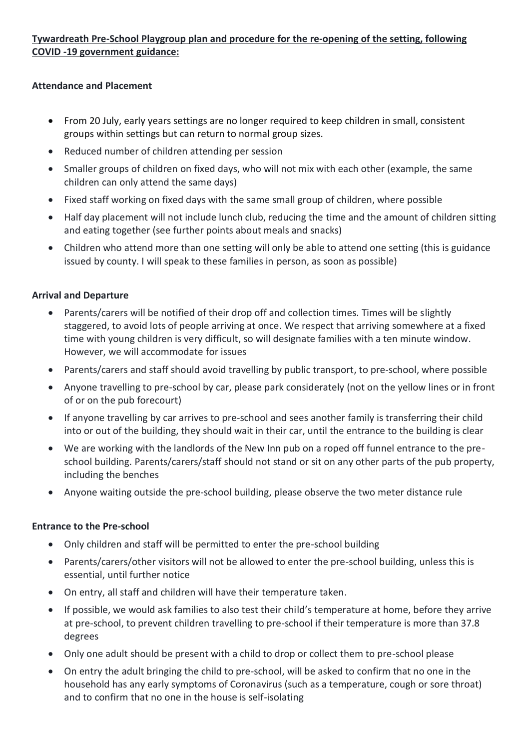**Tywardreath Pre-School Playgroup plan and procedure for the re-opening of the setting, following COVID -19 government guidance:**

**Attendance and Placement**

- From 20 July, early years settings are no longer required to keep children in small, consistent groups within settings but can return to normal group sizes.
- Reduced number of children attending per session
- Smaller groups of children on fixed days, who will not mix with each other (example, the same children can only attend the same days)
- Fixed staff working on fixed days with the same small group of children, where possible
- Half day placement will not include lunch club, reducing the time and the amount of children sitting and eating together (see further points about meals and snacks)
- Children who attend more than one setting will only be able to attend one setting (this is guidance issued by county. I will speak to these families in person, as soon as possible)

**Arrival and Departure**

- Parents/carers will be notified of their drop off and collection times. Times will be slightly staggered, to avoid lots of people arriving at once. We respect that arriving somewhere at a fixed time with young children is very difficult, so will designate families with a ten minute window. However, we will accommodate for issues
- Parents/carers and staff should avoid travelling by public transport, to pre-school, where possible
- Anyone travelling to pre-school by car, please park considerately (not on the yellow lines or in front of or on the pub forecourt)
- If anyone travelling by car arrives to pre-school and sees another family is transferring their child into or out of the building, they should wait in their car, until the entrance to the building is clear
- We are working with the landlords of the New Inn pub on a roped off funnel entrance to the pre-school building. Parents/carers/staff should not stand or sit on any other parts of the pub property, including the benches
- Anyone waiting outside the pre-school building, please observe the two meter distance rule

**Entrance to the Pre-school**

- Only children and staff will be permitted to enter the pre-school building
- Parents/carers/other visitors will not be allowed to enter the pre-school building, unless this is essential, until further notice
- On entry, all staff and children will have their temperature taken.
- If possible, we would ask families to also test their child's temperature at home, before they arrive at pre-school, to prevent children travelling to pre-school if their temperature is more than 37.8 degrees
- Only one adult should be present with a child to drop or collect them to pre-school please
- On entry the adult bringing the child to pre-school, will be asked to confirm that no one in the household has any early symptoms of Coronavirus (such as a temperature, cough or sore throat) and to confirm that no one in the house is self-isolating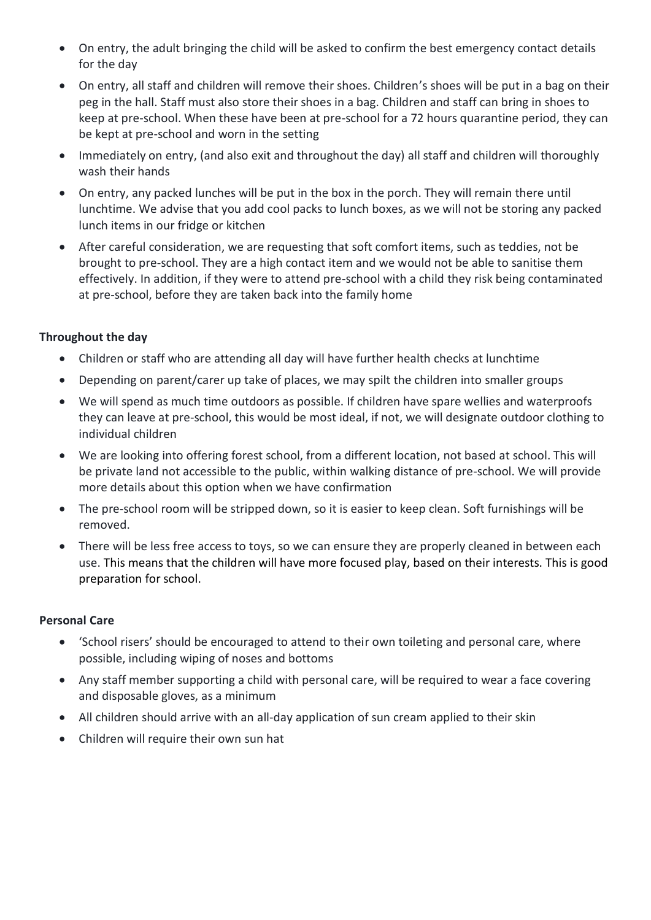- On entry, the adult bringing the child will be asked to confirm the best emergency contact details for the day
- On entry, all staff and children will remove their shoes. Children's shoes will be put in a bag on their peg in the hall. Staff must also store their shoes in a bag. Children and staff can bring in shoes to keep at pre-school. When these have been at pre-school for a 72 hours quarantine period, they can be kept at pre-school and worn in the setting
- Immediately on entry, (and also exit and throughout the day) all staff and children will thoroughly wash their hands
- On entry, any packed lunches will be put in the box in the porch. They will remain there until lunchtime. We advise that you add cool packs to lunch boxes, as we will not be storing any packed lunch items in our fridge or kitchen
- After careful consideration, we are requesting that soft comfort items, such as teddies, not be brought to pre-school. They are a high contact item and we would not be able to sanitise them effectively. In addition, if they were to attend pre-school with a child they risk being contaminated at pre-school, before they are taken back into the family home

**Throughout the day**

- Children or staff who are attending all day will have further health checks at lunchtime
- Depending on parent/carer up take of places, we may spilt the children into smaller groups
- We will spend as much time outdoors as possible. If children have spare wellies and waterproofs they can leave at pre-school, this would be most ideal, if not, we will designate outdoor clothing to individual children
- We are looking into offering forest school, from a different location, not based at school. This will be private land not accessible to the public, within walking distance of pre-school. We will provide more details about this option when we have confirmation
- The pre-school room will be stripped down, so it is easier to keep clean. Soft furnishings will be removed.
- There will be less free access to toys, so we can ensure they are properly cleaned in between each use. This means that the children will have more focused play, based on their interests. This is good preparation for school.

**Personal Care**

- 'School risers' should be encouraged to attend to their own toileting and personal care, where possible, including wiping of noses and bottoms
- Any staff member supporting a child with personal care, will be required to wear a face covering and disposable gloves, as a minimum
- All children should arrive with an all-day application of sun cream applied to their skin
- Children will require their own sun hat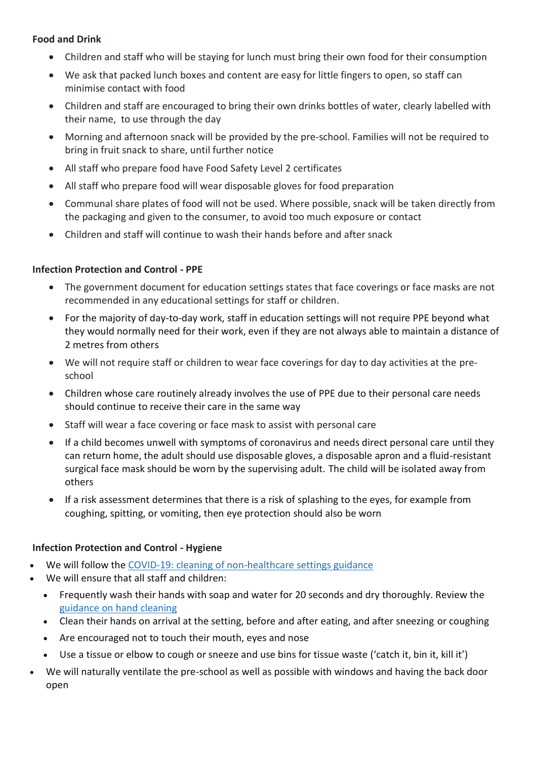**Food and Drink**

- Children and staff who will be staying for lunch must bring their own food for their consumption
- We ask that packed lunch boxes and content are easy for little fingers to open, so staff can minimise contact with food
- Children and staff are encouraged to bring their own drinks bottles of water, clearly labelled with their name, to use through the day
- Morning and afternoon snack will be provided by the pre-school. Families will not be required to bring in fruit snack to share, until further notice
- All staff who prepare food have Food Safety Level 2 certificates
- All staff who prepare food will wear disposable gloves for food preparation
- Communal share plates of food will not be used. Where possible, snack will be taken directly from the packaging and given to the consumer, to avoid too much exposure or contact
- Children and staff will continue to wash their hands before and after snack

**Infection Protection and Control - PPE**

- The government document for education settings states that face coverings or face masks are not recommended in any educational settings for staff or children.
- For the majority of day-to-day work, staff in education settings will not require PPE beyond what they would normally need for their work, even if they are not always able to maintain a distance of 2 metres from others
- We will not require staff or children to wear face coverings for day to day activities at the pre-school
- Children whose care routinely already involves the use of PPE due to their personal care needs should continue to receive their care in the same way
- Staff will wear a face covering or face mask to assist with personal care
- If a child becomes unwell with symptoms of coronavirus and needs direct personal care until they can return home, the adult should use disposable gloves, a disposable apron and a fluid-resistant surgical face mask should be worn by the supervising adult. The child will be isolated away from others
- If a risk assessment determines that there is a risk of splashing to the eyes, for example from coughing, spitting, or vomiting, then eye protection should also be worn

**Infection Protection and Control - Hygiene**

- We will follow the [COVID-19: cleaning of non-healthcare settings guidance]()
- We will ensure that all staff and children:
  - Frequently wash their hands with soap and water for 20 seconds and dry thoroughly. Review the [guidance on hand cleaning]()
  - Clean their hands on arrival at the setting, before and after eating, and after sneezing or coughing
  - Are encouraged not to touch their mouth, eyes and nose
  - Use a tissue or elbow to cough or sneeze and use bins for tissue waste ('catch it, bin it, kill it')
- We will naturally ventilate the pre-school as well as possible with windows and having the back door open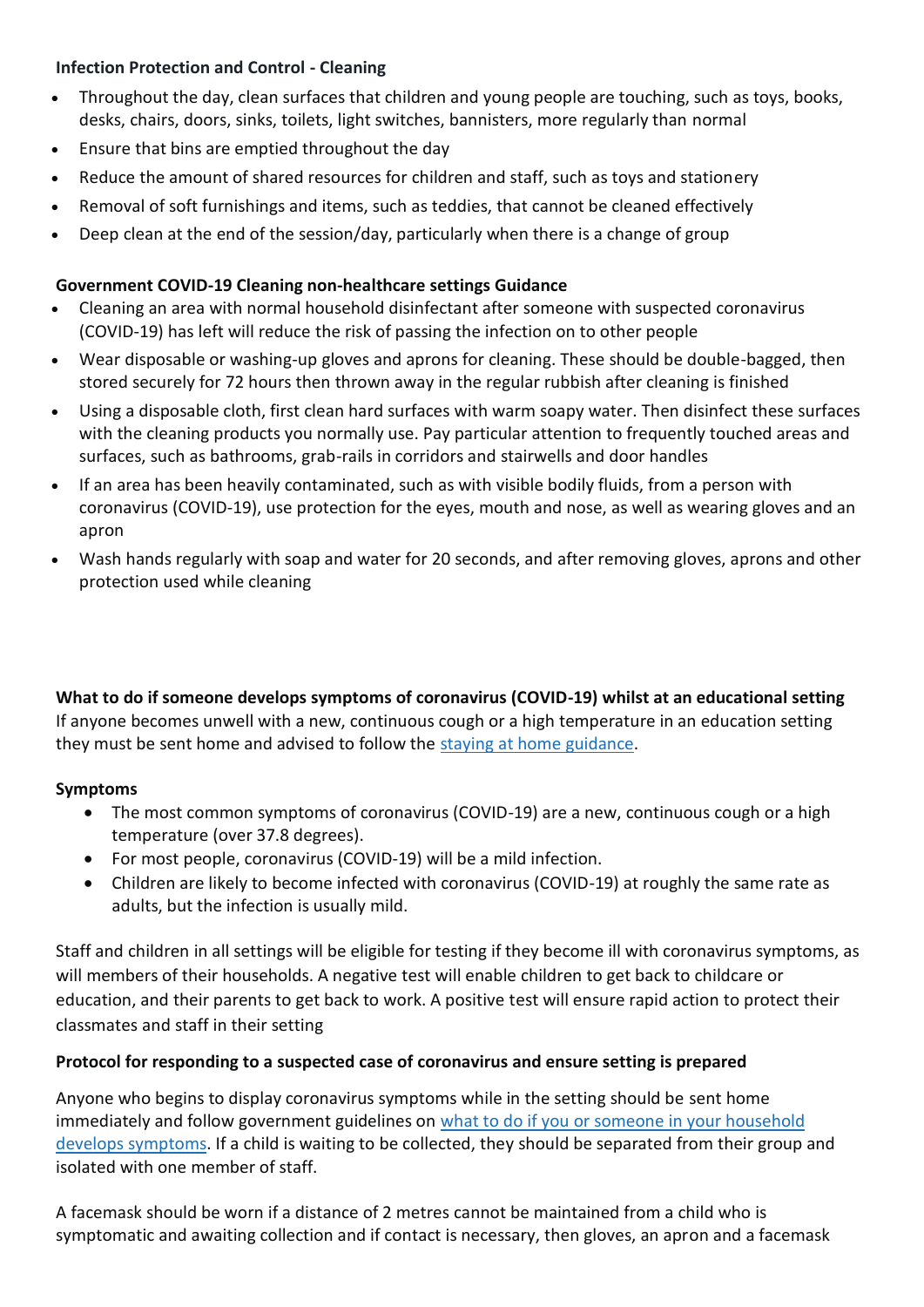**Infection Protection and Control - Cleaning**

- Throughout the day, clean surfaces that children and young people are touching, such as toys, books, desks, chairs, doors, sinks, toilets, light switches, bannisters, more regularly than normal
- Ensure that bins are emptied throughout the day
- Reduce the amount of shared resources for children and staff, such as toys and stationery
- Removal of soft furnishings and items, such as teddies, that cannot be cleaned effectively
- Deep clean at the end of the session/day, particularly when there is a change of group

**Government COVID-19 Cleaning non-healthcare settings Guidance**

- Cleaning an area with normal household disinfectant after someone with suspected coronavirus (COVID-19) has left will reduce the risk of passing the infection on to other people
- Wear disposable or washing-up gloves and aprons for cleaning. These should be double-bagged, then stored securely for 72 hours then thrown away in the regular rubbish after cleaning is finished
- Using a disposable cloth, first clean hard surfaces with warm soapy water. Then disinfect these surfaces with the cleaning products you normally use. Pay particular attention to frequently touched areas and surfaces, such as bathrooms, grab-rails in corridors and stairwells and door handles
- If an area has been heavily contaminated, such as with visible bodily fluids, from a person with coronavirus (COVID-19), use protection for the eyes, mouth and nose, as well as wearing gloves and an apron
- Wash hands regularly with soap and water for 20 seconds, and after removing gloves, aprons and other protection used while cleaning

**What to do if someone develops symptoms of coronavirus (COVID-19) whilst at an educational setting**
If anyone becomes unwell with a new, continuous cough or a high temperature in an education setting they must be sent home and advised to follow the staying at home guidance.

**Symptoms**

- The most common symptoms of coronavirus (COVID-19) are a new, continuous cough or a high temperature (over 37.8 degrees).
- For most people, coronavirus (COVID-19) will be a mild infection.
- Children are likely to become infected with coronavirus (COVID-19) at roughly the same rate as adults, but the infection is usually mild.

Staff and children in all settings will be eligible for testing if they become ill with coronavirus symptoms, as will members of their households. A negative test will enable children to get back to childcare or education, and their parents to get back to work. A positive test will ensure rapid action to protect their classmates and staff in their setting

**Protocol for responding to a suspected case of coronavirus and ensure setting is prepared**

Anyone who begins to display coronavirus symptoms while in the setting should be sent home immediately and follow government guidelines on what to do if you or someone in your household develops symptoms. If a child is waiting to be collected, they should be separated from their group and isolated with one member of staff.

A facemask should be worn if a distance of 2 metres cannot be maintained from a child who is symptomatic and awaiting collection and if contact is necessary, then gloves, an apron and a facemask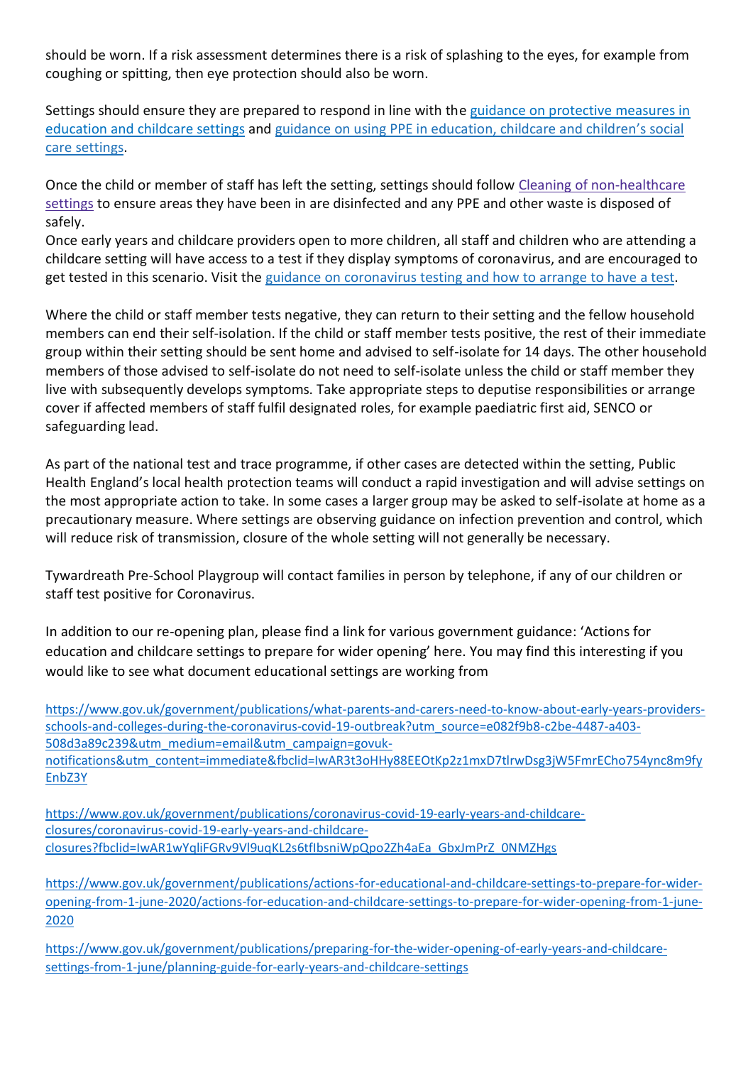should be worn. If a risk assessment determines there is a risk of splashing to the eyes, for example from coughing or spitting, then eye protection should also be worn.

Settings should ensure they are prepared to respond in line with the [guidance on protective measures in education and childcare settings]() and [guidance on using PPE in education, childcare and children's social care settings]().

Once the child or member of staff has left the setting, settings should follow [Cleaning of non-healthcare settings]() to ensure areas they have been in are disinfected and any PPE and other waste is disposed of safely.
Once early years and childcare providers open to more children, all staff and children who are attending a childcare setting will have access to a test if they display symptoms of coronavirus, and are encouraged to get tested in this scenario. Visit the [guidance on coronavirus testing and how to arrange to have a test]().

Where the child or staff member tests negative, they can return to their setting and the fellow household members can end their self-isolation. If the child or staff member tests positive, the rest of their immediate group within their setting should be sent home and advised to self-isolate for 14 days. The other household members of those advised to self-isolate do not need to self-isolate unless the child or staff member they live with subsequently develops symptoms. Take appropriate steps to deputise responsibilities or arrange cover if affected members of staff fulfil designated roles, for example paediatric first aid, SENCO or safeguarding lead.

As part of the national test and trace programme, if other cases are detected within the setting, Public Health England's local health protection teams will conduct a rapid investigation and will advise settings on the most appropriate action to take. In some cases a larger group may be asked to self-isolate at home as a precautionary measure. Where settings are observing guidance on infection prevention and control, which will reduce risk of transmission, closure of the whole setting will not generally be necessary.

Tywardreath Pre-School Playgroup will contact families in person by telephone, if any of our children or staff test positive for Coronavirus.

In addition to our re-opening plan, please find a link for various government guidance: 'Actions for education and childcare settings to prepare for wider opening' here. You may find this interesting if you would like to see what document educational settings are working from

https://www.gov.uk/government/publications/what-parents-and-carers-need-to-know-about-early-years-providers-schools-and-colleges-during-the-coronavirus-covid-19-outbreak?utm_source=e082f9b8-c2be-4487-a403-508d3a89c239&utm_medium=email&utm_campaign=govuk-notifications&utm_content=immediate&fbclid=IwAR3t3oHHy88EEOtKp2z1mxD7tlrwDsg3jW5FmrECho754ync8m9fyEnbZ3Y

https://www.gov.uk/government/publications/coronavirus-covid-19-early-years-and-childcare-closures/coronavirus-covid-19-early-years-and-childcare-closures?fbclid=IwAR1wYqliFGRv9Vl9uqKL2s6tfIbsniWpQpo2Zh4aEa_GbxJmPrZ_0NMZHgs

https://www.gov.uk/government/publications/actions-for-educational-and-childcare-settings-to-prepare-for-wider-opening-from-1-june-2020/actions-for-education-and-childcare-settings-to-prepare-for-wider-opening-from-1-june-2020

https://www.gov.uk/government/publications/preparing-for-the-wider-opening-of-early-years-and-childcare-settings-from-1-june/planning-guide-for-early-years-and-childcare-settings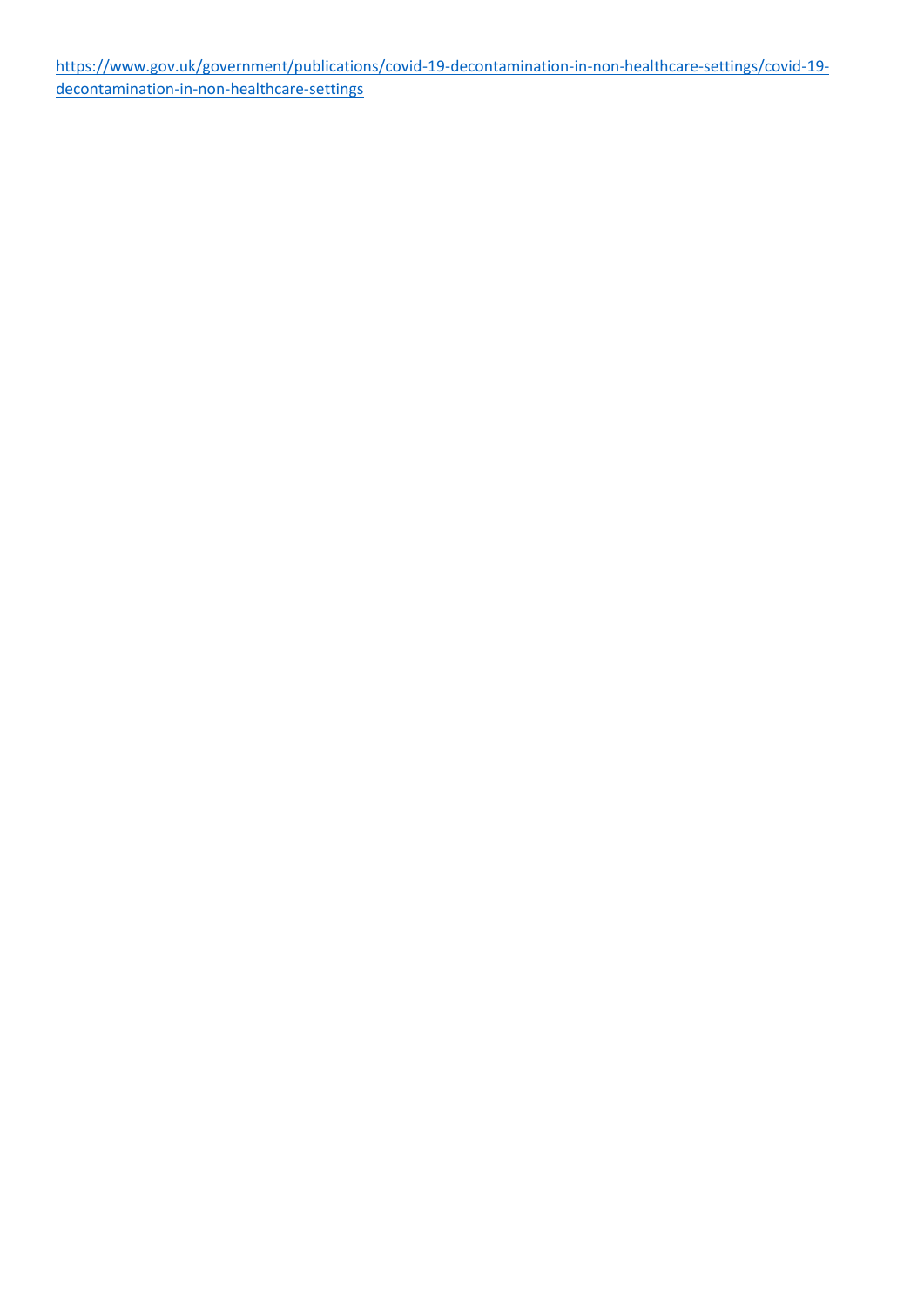https://www.gov.uk/government/publications/covid-19-decontamination-in-non-healthcare-settings/covid-19-decontamination-in-non-healthcare-settings